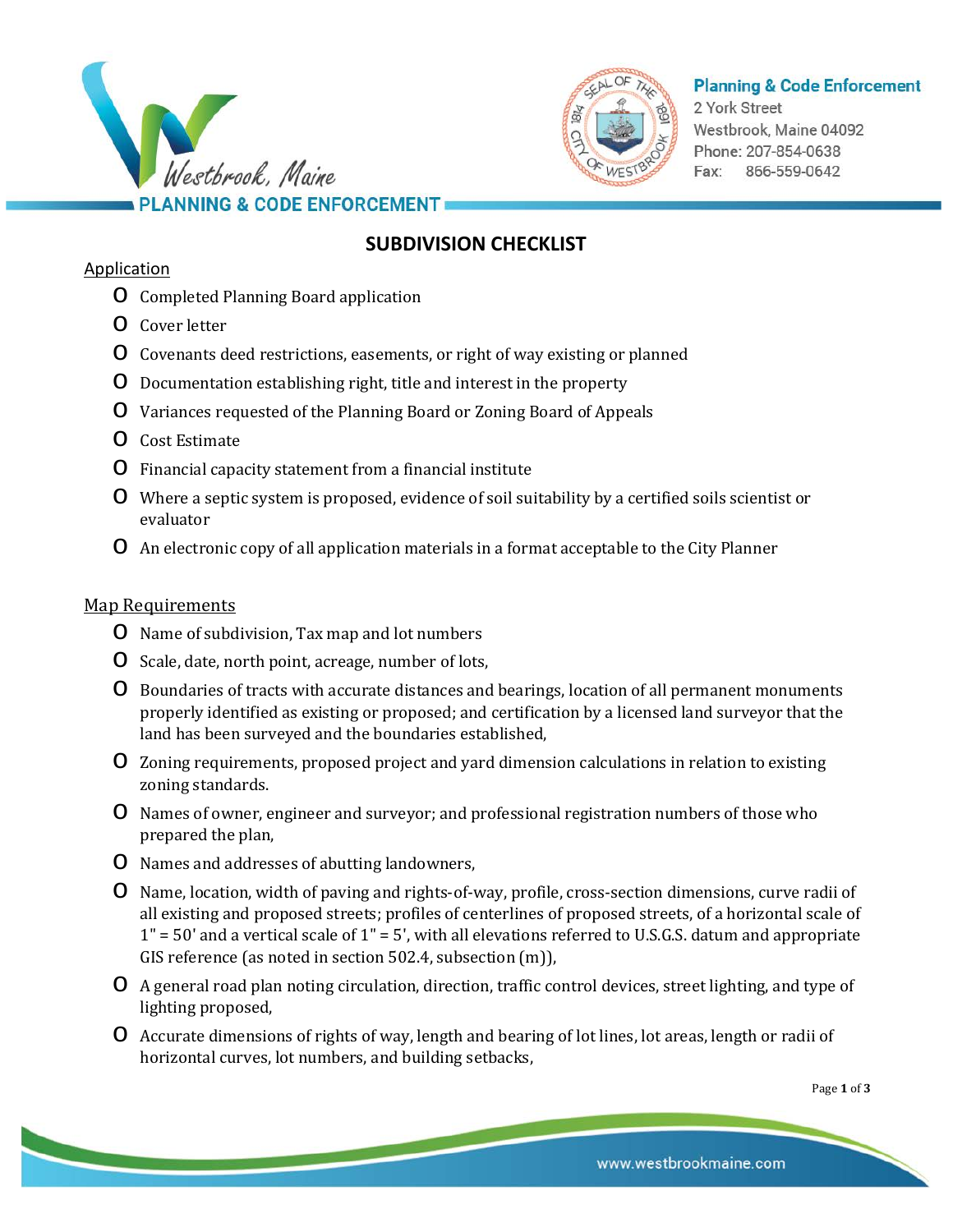Planning & Code Enforcement
2 York Street
Westbrook, Maine 04092
Phone: 207-854-0638
Fax: 866-559-0642

# SUBDIVISION CHECKLIST

## Application

- Completed Planning Board application
- Cover letter
- Covenants deed restrictions, easements, or right of way existing or planned
- Documentation establishing right, title and interest in the property
- Variances requested of the Planning Board or Zoning Board of Appeals
- Cost Estimate
- Financial capacity statement from a financial institute
- Where a septic system is proposed, evidence of soil suitability by a certified soils scientist or evaluator
- An electronic copy of all application materials in a format acceptable to the City Planner

## Map Requirements

- Name of subdivision, Tax map and lot numbers
- Scale, date, north point, acreage, number of lots,
- Boundaries of tracts with accurate distances and bearings, location of all permanent monuments properly identified as existing or proposed; and certification by a licensed land surveyor that the land has been surveyed and the boundaries established,
- Zoning requirements, proposed project and yard dimension calculations in relation to existing zoning standards.
- Names of owner, engineer and surveyor; and professional registration numbers of those who prepared the plan,
- Names and addresses of abutting landowners,
- Name, location, width of paving and rights-of-way, profile, cross-section dimensions, curve radii of all existing and proposed streets; profiles of centerlines of proposed streets, of a horizontal scale of 1" = 50' and a vertical scale of 1" = 5', with all elevations referred to U.S.G.S. datum and appropriate GIS reference (as noted in section 502.4, subsection (m)),
- A general road plan noting circulation, direction, traffic control devices, street lighting, and type of lighting proposed,
- Accurate dimensions of rights of way, length and bearing of lot lines, lot areas, length or radii of horizontal curves, lot numbers, and building setbacks,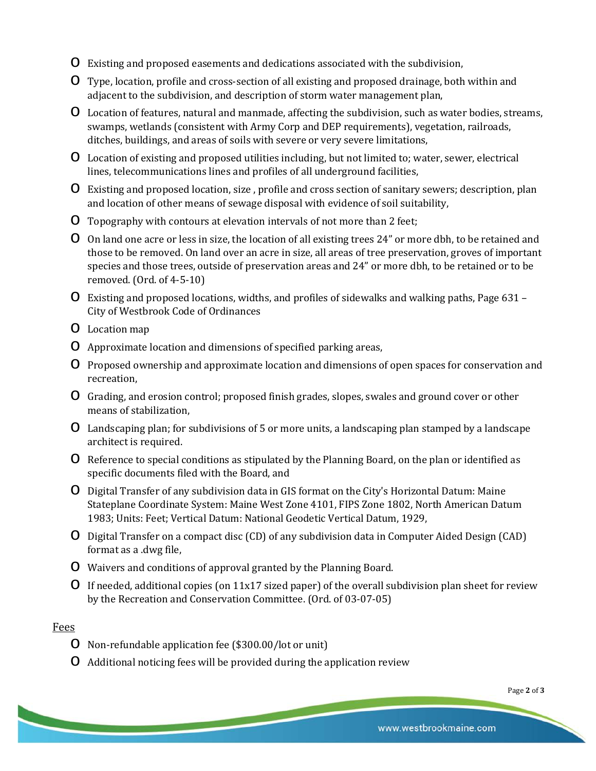- Existing and proposed easements and dedications associated with the subdivision,
- Type, location, profile and cross-section of all existing and proposed drainage, both within and adjacent to the subdivision, and description of storm water management plan,
- Location of features, natural and manmade, affecting the subdivision, such as water bodies, streams, swamps, wetlands (consistent with Army Corp and DEP requirements), vegetation, railroads, ditches, buildings, and areas of soils with severe or very severe limitations,
- Location of existing and proposed utilities including, but not limited to; water, sewer, electrical lines, telecommunications lines and profiles of all underground facilities,
- Existing and proposed location, size , profile and cross section of sanitary sewers; description, plan and location of other means of sewage disposal with evidence of soil suitability,
- Topography with contours at elevation intervals of not more than 2 feet;
- On land one acre or less in size, the location of all existing trees 24" or more dbh, to be retained and those to be removed. On land over an acre in size, all areas of tree preservation, groves of important species and those trees, outside of preservation areas and 24" or more dbh, to be retained or to be removed. (Ord. of 4-5-10)
- Existing and proposed locations, widths, and profiles of sidewalks and walking paths, Page 631 – City of Westbrook Code of Ordinances
- Location map
- Approximate location and dimensions of specified parking areas,
- Proposed ownership and approximate location and dimensions of open spaces for conservation and recreation,
- Grading, and erosion control; proposed finish grades, slopes, swales and ground cover or other means of stabilization,
- Landscaping plan; for subdivisions of 5 or more units, a landscaping plan stamped by a landscape architect is required.
- Reference to special conditions as stipulated by the Planning Board, on the plan or identified as specific documents filed with the Board, and
- Digital Transfer of any subdivision data in GIS format on the City's Horizontal Datum: Maine Stateplane Coordinate System: Maine West Zone 4101, FIPS Zone 1802, North American Datum 1983; Units: Feet; Vertical Datum: National Geodetic Vertical Datum, 1929,
- Digital Transfer on a compact disc (CD) of any subdivision data in Computer Aided Design (CAD) format as a .dwg file,
- Waivers and conditions of approval granted by the Planning Board.
- If needed, additional copies (on 11x17 sized paper) of the overall subdivision plan sheet for review by the Recreation and Conservation Committee. (Ord. of 03-07-05)

Fees

- Non-refundable application fee ($300.00/lot or unit)
- Additional noticing fees will be provided during the application review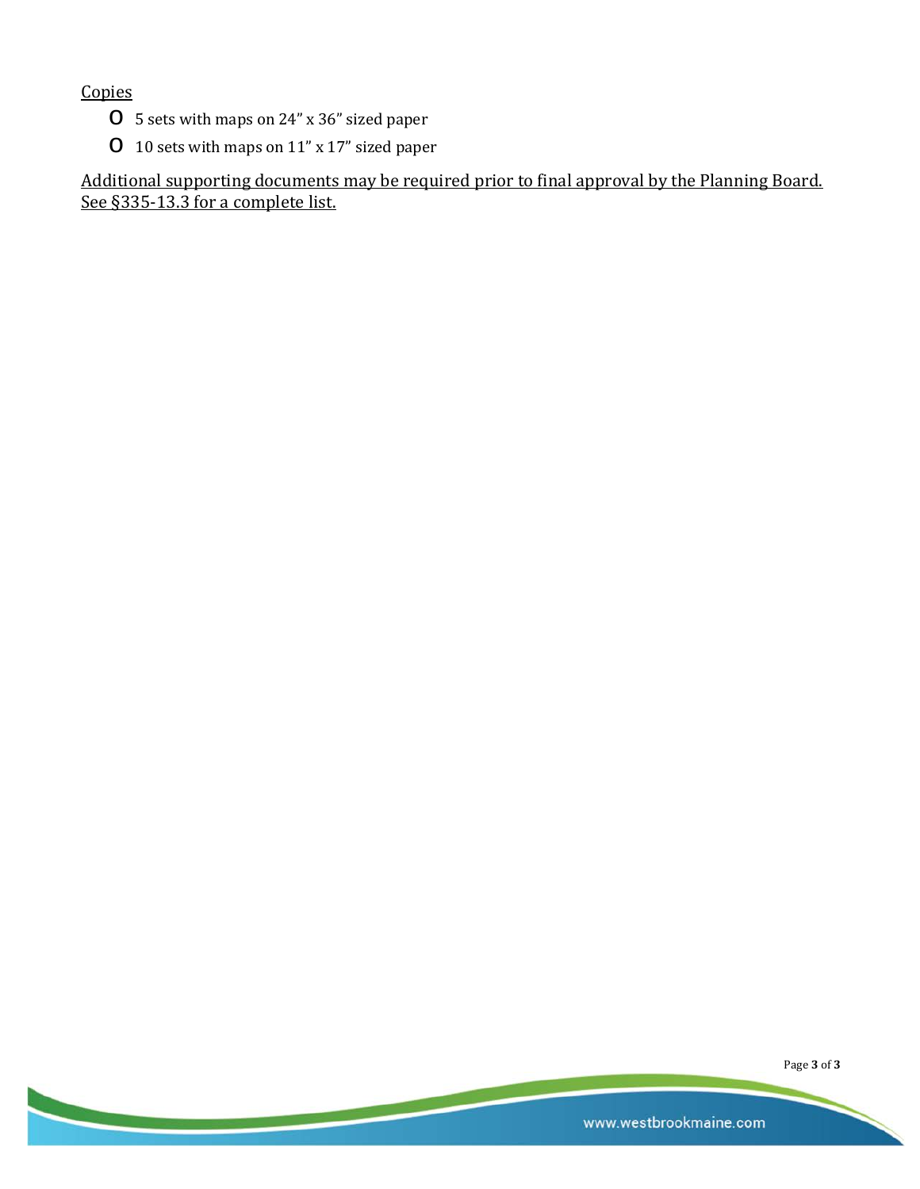Copies

- 5 sets with maps on 24" x 36" sized paper
- 10 sets with maps on 11" x 17" sized paper

Additional supporting documents may be required prior to final approval by the Planning Board. See §335-13.3 for a complete list.